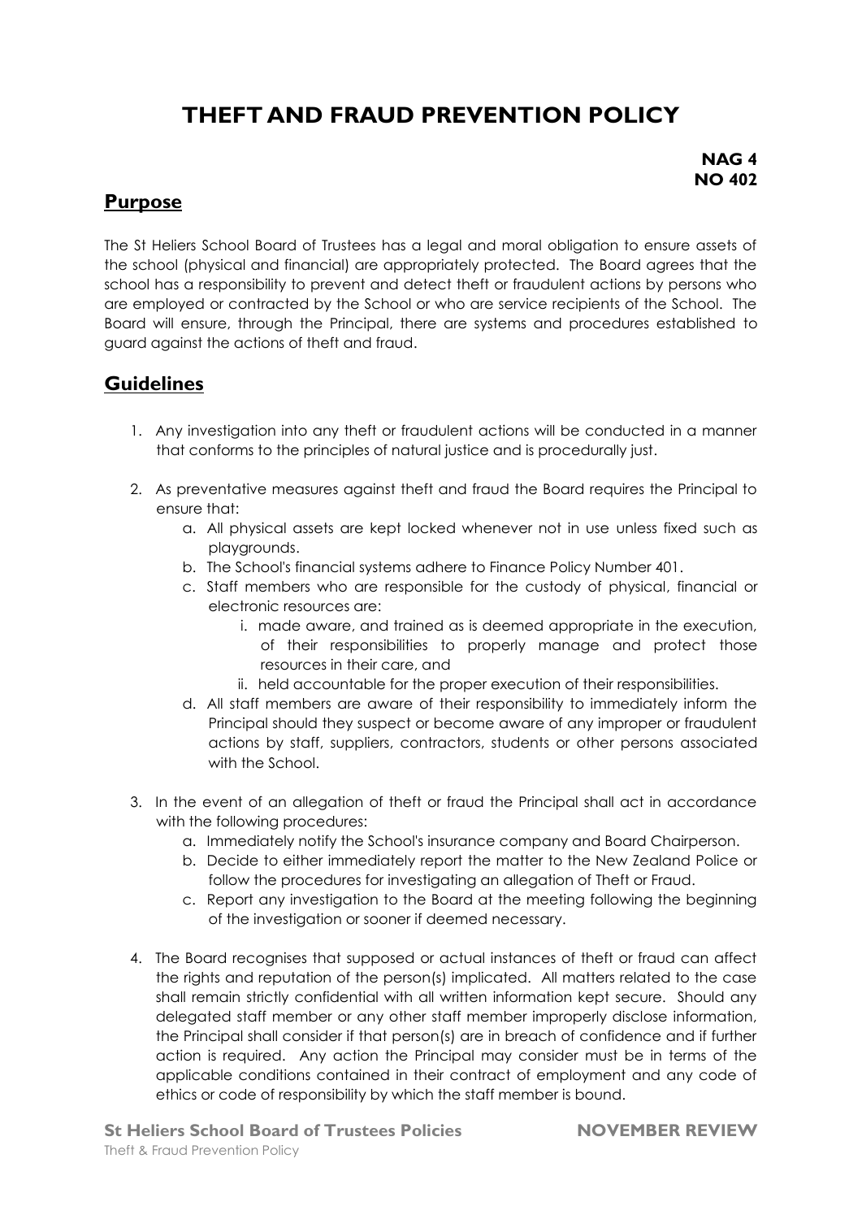# THEFT AND FRAUD PREVENTION POLICY

**NAG 4**
**NO 402**

## Purpose

The St Heliers School Board of Trustees has a legal and moral obligation to ensure assets of the school (physical and financial) are appropriately protected. The Board agrees that the school has a responsibility to prevent and detect theft or fraudulent actions by persons who are employed or contracted by the School or who are service recipients of the School. The Board will ensure, through the Principal, there are systems and procedures established to guard against the actions of theft and fraud.

## Guidelines

1. Any investigation into any theft or fraudulent actions will be conducted in a manner that conforms to the principles of natural justice and is procedurally just.

2. As preventative measures against theft and fraud the Board requires the Principal to ensure that:
   a. All physical assets are kept locked whenever not in use unless fixed such as playgrounds.
   b. The School's financial systems adhere to Finance Policy Number 401.
   c. Staff members who are responsible for the custody of physical, financial or electronic resources are:
      i. made aware, and trained as is deemed appropriate in the execution, of their responsibilities to properly manage and protect those resources in their care, and
      ii. held accountable for the proper execution of their responsibilities.
   d. All staff members are aware of their responsibility to immediately inform the Principal should they suspect or become aware of any improper or fraudulent actions by staff, suppliers, contractors, students or other persons associated with the School.

3. In the event of an allegation of theft or fraud the Principal shall act in accordance with the following procedures:
   a. Immediately notify the School's insurance company and Board Chairperson.
   b. Decide to either immediately report the matter to the New Zealand Police or follow the procedures for investigating an allegation of Theft or Fraud.
   c. Report any investigation to the Board at the meeting following the beginning of the investigation or sooner if deemed necessary.

4. The Board recognises that supposed or actual instances of theft or fraud can affect the rights and reputation of the person(s) implicated. All matters related to the case shall remain strictly confidential with all written information kept secure. Should any delegated staff member or any other staff member improperly disclose information, the Principal shall consider if that person(s) are in breach of confidence and if further action is required. Any action the Principal may consider must be in terms of the applicable conditions contained in their contract of employment and any code of ethics or code of responsibility by which the staff member is bound.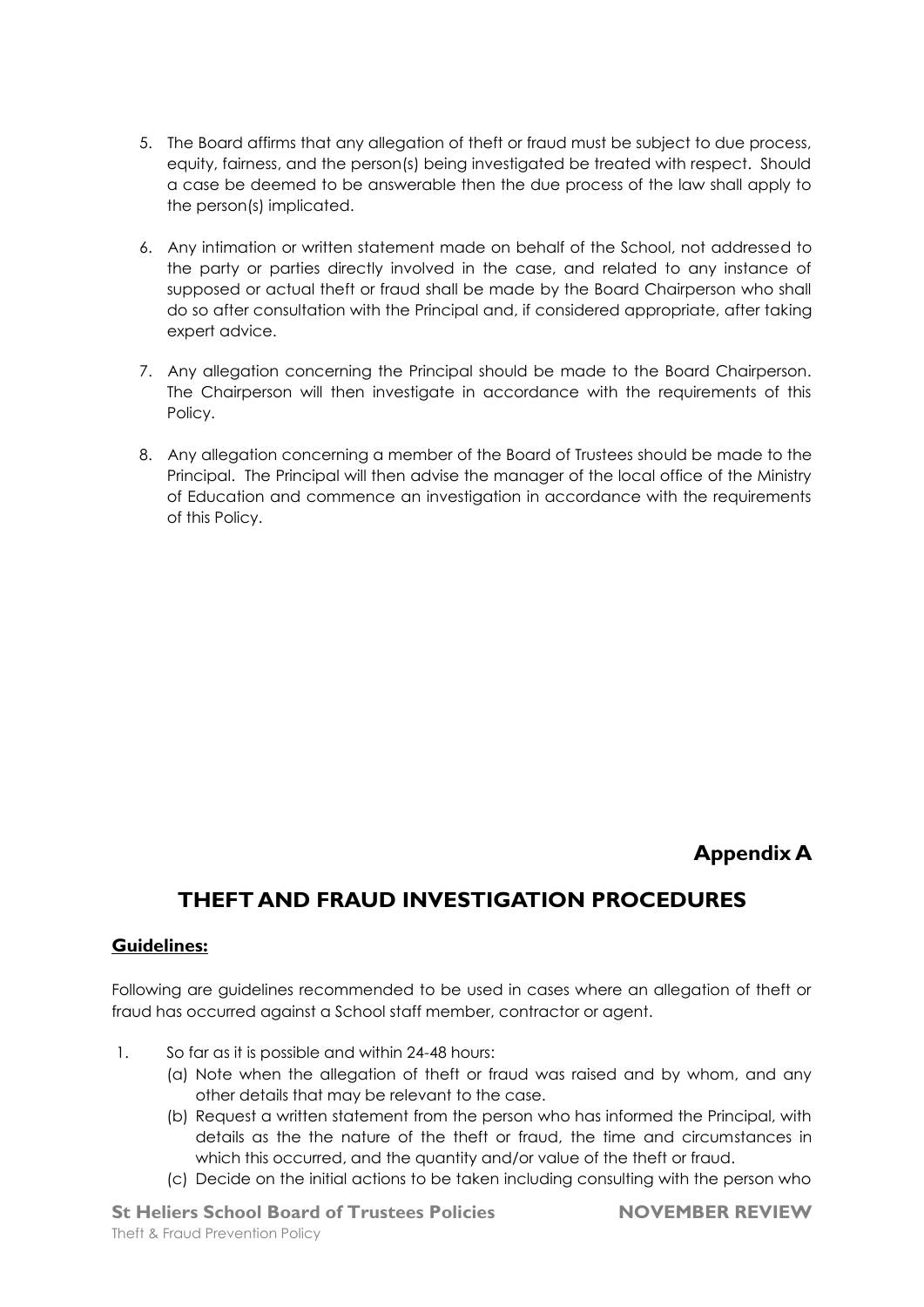5. The Board affirms that any allegation of theft or fraud must be subject to due process, equity, fairness, and the person(s) being investigated be treated with respect. Should a case be deemed to be answerable then the due process of the law shall apply to the person(s) implicated.

6. Any intimation or written statement made on behalf of the School, not addressed to the party or parties directly involved in the case, and related to any instance of supposed or actual theft or fraud shall be made by the Board Chairperson who shall do so after consultation with the Principal and, if considered appropriate, after taking expert advice.

7. Any allegation concerning the Principal should be made to the Board Chairperson. The Chairperson will then investigate in accordance with the requirements of this Policy.

8. Any allegation concerning a member of the Board of Trustees should be made to the Principal. The Principal will then advise the manager of the local office of the Ministry of Education and commence an investigation in accordance with the requirements of this Policy.

**Appendix A**

## THEFT AND FRAUD INVESTIGATION PROCEDURES

**Guidelines:**

Following are guidelines recommended to be used in cases where an allegation of theft or fraud has occurred against a School staff member, contractor or agent.

1. So far as it is possible and within 24-48 hours:
   (a) Note when the allegation of theft or fraud was raised and by whom, and any other details that may be relevant to the case.
   (b) Request a written statement from the person who has informed the Principal, with details as the the nature of the theft or fraud, the time and circumstances in which this occurred, and the quantity and/or value of the theft or fraud.
   (c) Decide on the initial actions to be taken including consulting with the person who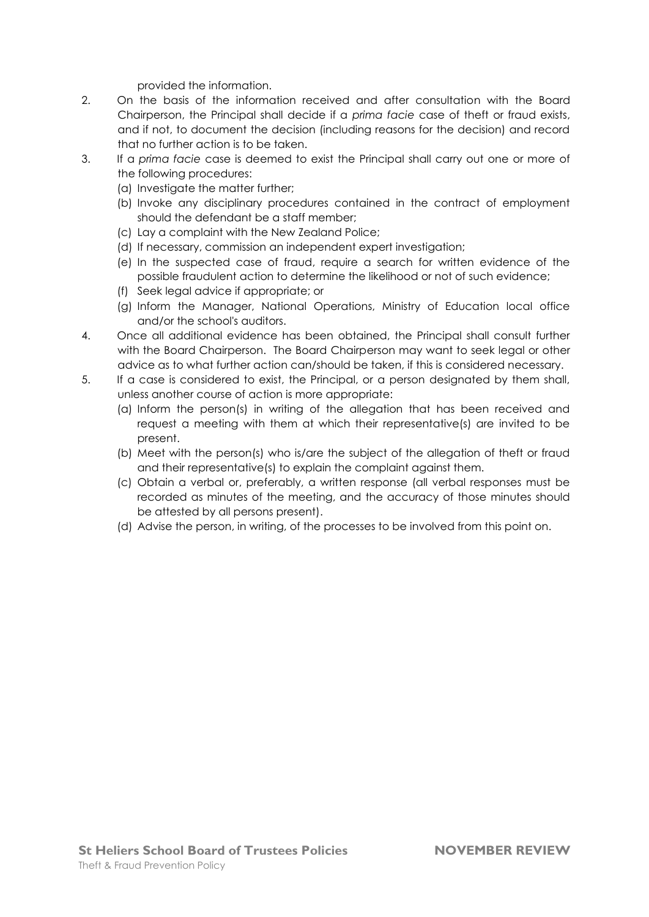provided the information.

2. On the basis of the information received and after consultation with the Board Chairperson, the Principal shall decide if a *prima facie* case of theft or fraud exists, and if not, to document the decision (including reasons for the decision) and record that no further action is to be taken.
3. If a *prima facie* case is deemed to exist the Principal shall carry out one or more of the following procedures:
   (a) Investigate the matter further;
   (b) Invoke any disciplinary procedures contained in the contract of employment should the defendant be a staff member;
   (c) Lay a complaint with the New Zealand Police;
   (d) If necessary, commission an independent expert investigation;
   (e) In the suspected case of fraud, require a search for written evidence of the possible fraudulent action to determine the likelihood or not of such evidence;
   (f) Seek legal advice if appropriate; or
   (g) Inform the Manager, National Operations, Ministry of Education local office and/or the school's auditors.
4. Once all additional evidence has been obtained, the Principal shall consult further with the Board Chairperson. The Board Chairperson may want to seek legal or other advice as to what further action can/should be taken, if this is considered necessary.
5. If a case is considered to exist, the Principal, or a person designated by them shall, unless another course of action is more appropriate:
   (a) Inform the person(s) in writing of the allegation that has been received and request a meeting with them at which their representative(s) are invited to be present.
   (b) Meet with the person(s) who is/are the subject of the allegation of theft or fraud and their representative(s) to explain the complaint against them.
   (c) Obtain a verbal or, preferably, a written response (all verbal responses must be recorded as minutes of the meeting, and the accuracy of those minutes should be attested by all persons present).
   (d) Advise the person, in writing, of the processes to be involved from this point on.